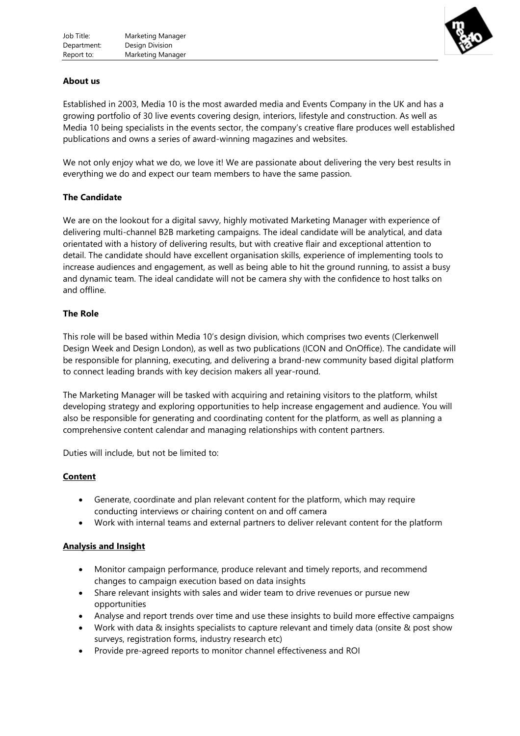Job Title: Marketing Manager
Department: Design Division
Report to: Marketing Manager

**About us**

Established in 2003, Media 10 is the most awarded media and Events Company in the UK and has a growing portfolio of 30 live events covering design, interiors, lifestyle and construction. As well as Media 10 being specialists in the events sector, the company's creative flare produces well established publications and owns a series of award-winning magazines and websites.

We not only enjoy what we do, we love it! We are passionate about delivering the very best results in everything we do and expect our team members to have the same passion.

**The Candidate**

We are on the lookout for a digital savvy, highly motivated Marketing Manager with experience of delivering multi-channel B2B marketing campaigns. The ideal candidate will be analytical, and data orientated with a history of delivering results, but with creative flair and exceptional attention to detail. The candidate should have excellent organisation skills, experience of implementing tools to increase audiences and engagement, as well as being able to hit the ground running, to assist a busy and dynamic team. The ideal candidate will not be camera shy with the confidence to host talks on and offline.

**The Role**

This role will be based within Media 10's design division, which comprises two events (Clerkenwell Design Week and Design London), as well as two publications (ICON and OnOffice). The candidate will be responsible for planning, executing, and delivering a brand-new community based digital platform to connect leading brands with key decision makers all year-round.

The Marketing Manager will be tasked with acquiring and retaining visitors to the platform, whilst developing strategy and exploring opportunities to help increase engagement and audience. You will also be responsible for generating and coordinating content for the platform, as well as planning a comprehensive content calendar and managing relationships with content partners.

Duties will include, but not be limited to:

**Content**

- Generate, coordinate and plan relevant content for the platform, which may require conducting interviews or chairing content on and off camera
- Work with internal teams and external partners to deliver relevant content for the platform

**Analysis and Insight**

- Monitor campaign performance, produce relevant and timely reports, and recommend changes to campaign execution based on data insights
- Share relevant insights with sales and wider team to drive revenues or pursue new opportunities
- Analyse and report trends over time and use these insights to build more effective campaigns
- Work with data & insights specialists to capture relevant and timely data (onsite & post show surveys, registration forms, industry research etc)
- Provide pre-agreed reports to monitor channel effectiveness and ROI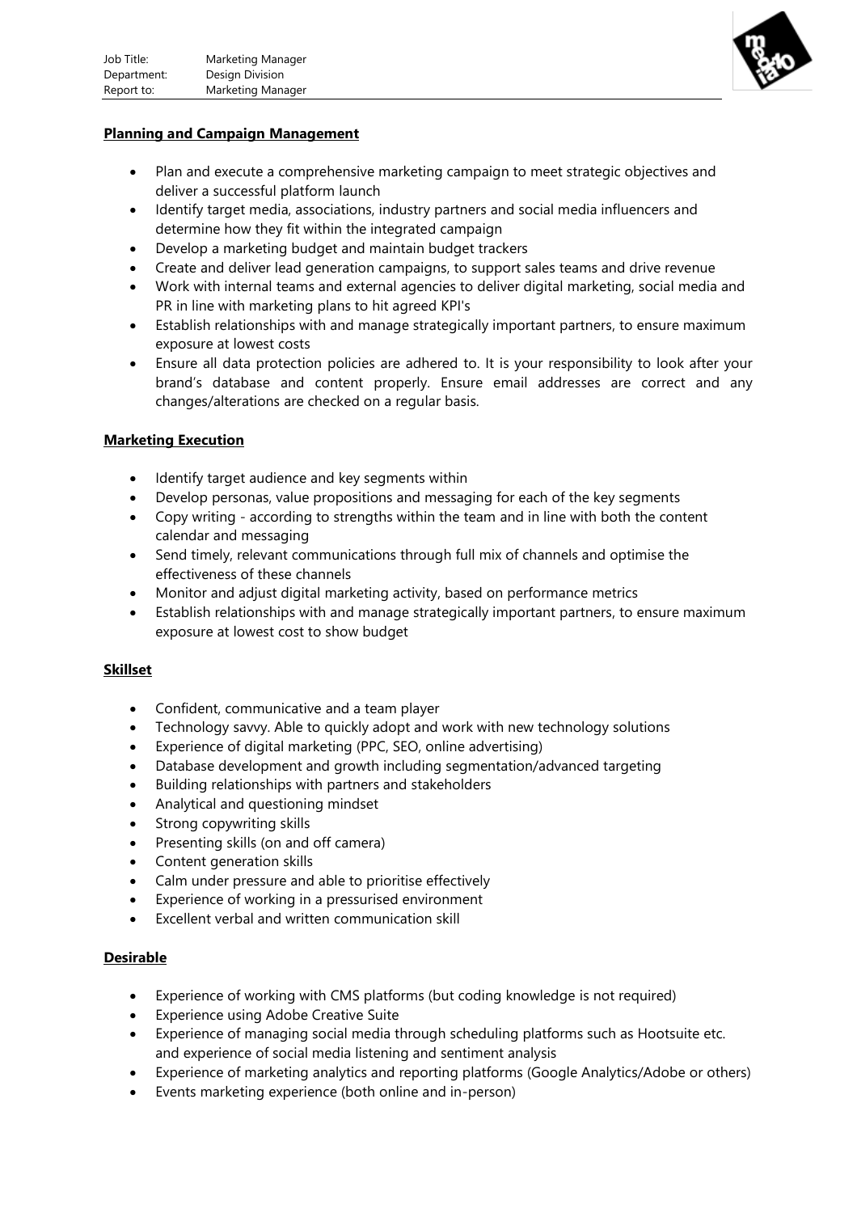Job Title: Marketing Manager
Department: Design Division
Report to: Marketing Manager

**Planning and Campaign Management**

- Plan and execute a comprehensive marketing campaign to meet strategic objectives and deliver a successful platform launch
- Identify target media, associations, industry partners and social media influencers and determine how they fit within the integrated campaign
- Develop a marketing budget and maintain budget trackers
- Create and deliver lead generation campaigns, to support sales teams and drive revenue
- Work with internal teams and external agencies to deliver digital marketing, social media and PR in line with marketing plans to hit agreed KPI's
- Establish relationships with and manage strategically important partners, to ensure maximum exposure at lowest costs
- Ensure all data protection policies are adhered to. It is your responsibility to look after your brand's database and content properly. Ensure email addresses are correct and any changes/alterations are checked on a regular basis.

**Marketing Execution**

- Identify target audience and key segments within
- Develop personas, value propositions and messaging for each of the key segments
- Copy writing - according to strengths within the team and in line with both the content calendar and messaging
- Send timely, relevant communications through full mix of channels and optimise the effectiveness of these channels
- Monitor and adjust digital marketing activity, based on performance metrics
- Establish relationships with and manage strategically important partners, to ensure maximum exposure at lowest cost to show budget

**Skillset**

- Confident, communicative and a team player
- Technology savvy. Able to quickly adopt and work with new technology solutions
- Experience of digital marketing (PPC, SEO, online advertising)
- Database development and growth including segmentation/advanced targeting
- Building relationships with partners and stakeholders
- Analytical and questioning mindset
- Strong copywriting skills
- Presenting skills (on and off camera)
- Content generation skills
- Calm under pressure and able to prioritise effectively
- Experience of working in a pressurised environment
- Excellent verbal and written communication skill

**Desirable**

- Experience of working with CMS platforms (but coding knowledge is not required)
- Experience using Adobe Creative Suite
- Experience of managing social media through scheduling platforms such as Hootsuite etc. and experience of social media listening and sentiment analysis
- Experience of marketing analytics and reporting platforms (Google Analytics/Adobe or others)
- Events marketing experience (both online and in-person)